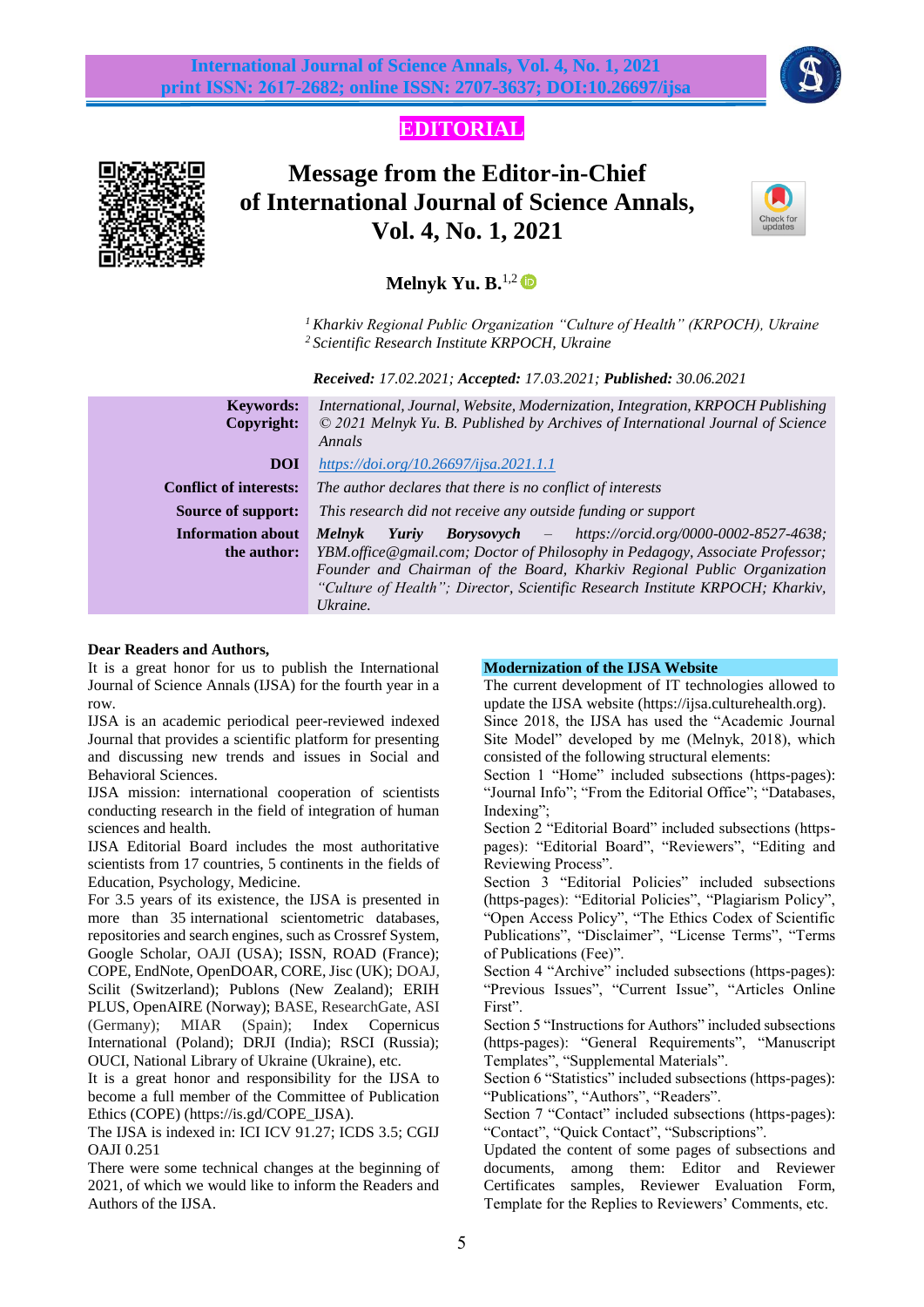**EDITORIAL**

# Message from the Editor-in-Chief of International Journal of Science Annals, Vol. 4, No. 1, 2021

**Melnyk Yu. B.**[1,2]

[1] *Kharkiv Regional Public Organization "Culture of Health" (KRPOCH), Ukraine*
[2] *Scientific Research Institute KRPOCH, Ukraine*

***Received:** 17.02.2021; **Accepted:** 17.03.2021; **Published:** 30.06.2021*

| | |
|---|---|
| **Keywords:** | *International, Journal, Website, Modernization, Integration, KRPOCH Publishing* |
| **Copyright:** | *© 2021 Melnyk Yu. B. Published by Archives of International Journal of Science Annals* |
| **DOI** | *https://doi.org/10.26697/ijsa.2021.1.1* |
| **Conflict of interests:** | *The author declares that there is no conflict of interests* |
| **Source of support:** | *This research did not receive any outside funding or support* |
| **Information about the author:** | ***Melnyk Yuriy Borysovych** – https://orcid.org/0000-0002-8527-4638; YBM.office@gmail.com; Doctor of Philosophy in Pedagogy, Associate Professor; Founder and Chairman of the Board, Kharkiv Regional Public Organization "Culture of Health"; Director, Scientific Research Institute KRPOCH; Kharkiv, Ukraine.* |

**Dear Readers and Authors,**

It is a great honor for us to publish the International Journal of Science Annals (IJSA) for the fourth year in a row.

IJSA is an academic periodical peer-reviewed indexed Journal that provides a scientific platform for presenting and discussing new trends and issues in Social and Behavioral Sciences.

IJSA mission: international cooperation of scientists conducting research in the field of integration of human sciences and health.

IJSA Editorial Board includes the most authoritative scientists from 17 countries, 5 continents in the fields of Education, Psychology, Medicine.

For 3.5 years of its existence, the IJSA is presented in more than 35 international scientometric databases, repositories and search engines, such as Crossref System, Google Scholar, OAJI (USA); ISSN, ROAD (France); COPE, EndNote, OpenDOAR, CORE, Jisc (UK); DOAJ, Scilit (Switzerland); Publons (New Zealand); ERIH PLUS, OpenAIRE (Norway); BASE, ResearchGate, ASI (Germany); MIAR (Spain); Index Copernicus International (Poland); DRJI (India); RSCI (Russia); OUCI, National Library of Ukraine (Ukraine), etc.

It is a great honor and responsibility for the IJSA to become a full member of the Committee of Publication Ethics (COPE) (https://is.gd/COPE_IJSA).

The IJSA is indexed in: ICI ICV 91.27; ICDS 3.5; CGIJ OAJI 0.251

There were some technical changes at the beginning of 2021, of which we would like to inform the Readers and Authors of the IJSA.

## Modernization of the IJSA Website

The current development of IT technologies allowed to update the IJSA website (https://ijsa.culturehealth.org).

Since 2018, the IJSA has used the "Academic Journal Site Model" developed by me (Melnyk, 2018), which consisted of the following structural elements:

Section 1 "Home" included subsections (https-pages): "Journal Info"; "From the Editorial Office"; "Databases, Indexing";

Section 2 "Editorial Board" included subsections (https-pages): "Editorial Board", "Reviewers", "Editing and Reviewing Process".

Section 3 "Editorial Policies" included subsections (https-pages): "Editorial Policies", "Plagiarism Policy", "Open Access Policy", "The Ethics Codex of Scientific Publications", "Disclaimer", "License Terms", "Terms of Publications (Fee)".

Section 4 "Archive" included subsections (https-pages): "Previous Issues", "Current Issue", "Articles Online First".

Section 5 "Instructions for Authors" included subsections (https-pages): "General Requirements", "Manuscript Templates", "Supplemental Materials".

Section 6 "Statistics" included subsections (https-pages): "Publications", "Authors", "Readers".

Section 7 "Contact" included subsections (https-pages): "Contact", "Quick Contact", "Subscriptions".

Updated the content of some pages of subsections and documents, among them: Editor and Reviewer Certificates samples, Reviewer Evaluation Form, Template for the Replies to Reviewers' Comments, etc.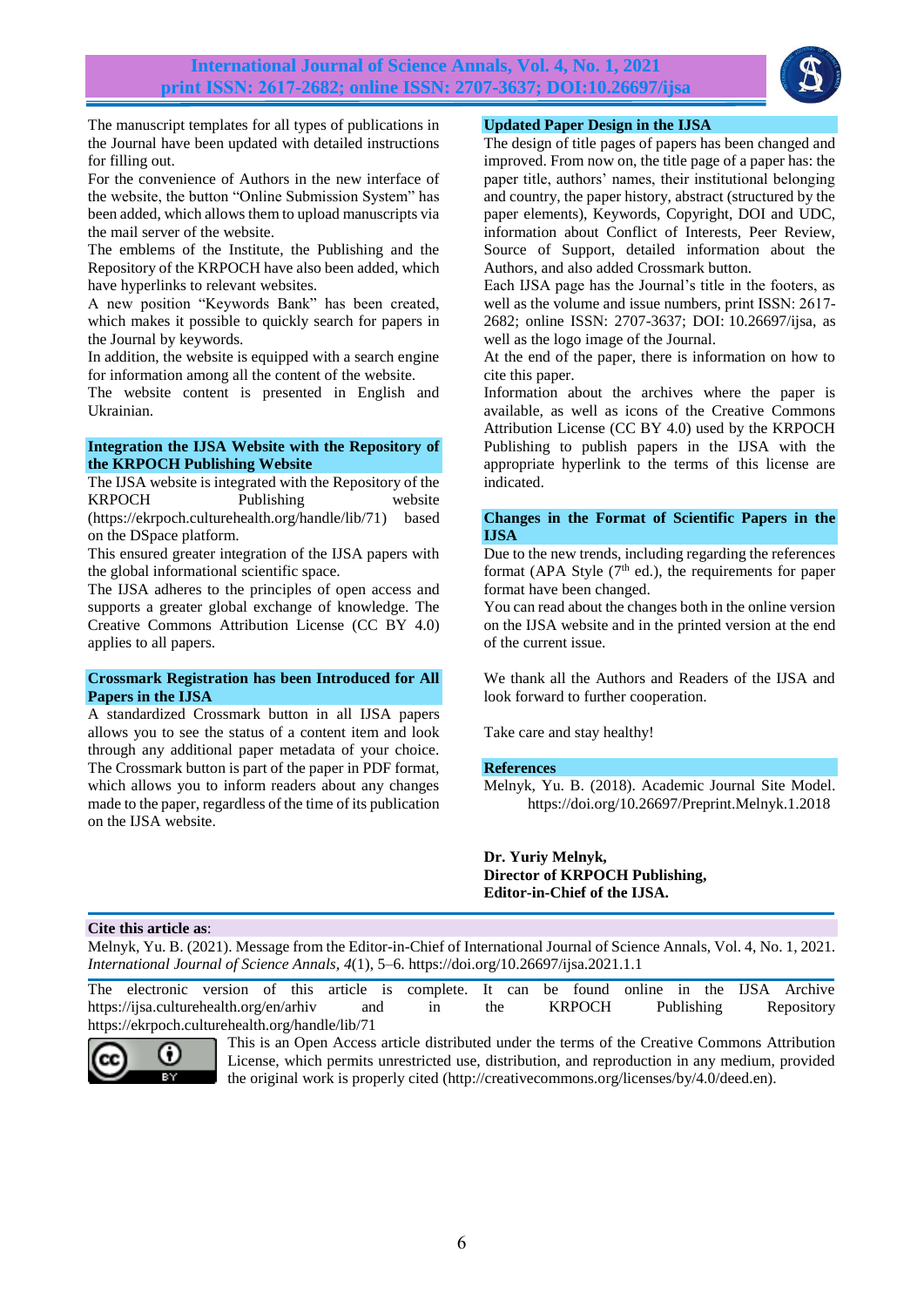The manuscript templates for all types of publications in the Journal have been updated with detailed instructions for filling out.

For the convenience of Authors in the new interface of the website, the button "Online Submission System" has been added, which allows them to upload manuscripts via the mail server of the website.

The emblems of the Institute, the Publishing and the Repository of the KRPOCH have also been added, which have hyperlinks to relevant websites.

A new position "Keywords Bank" has been created, which makes it possible to quickly search for papers in the Journal by keywords.

In addition, the website is equipped with a search engine for information among all the content of the website.

The website content is presented in English and Ukrainian.

## Integration the IJSA Website with the Repository of the KRPOCH Publishing Website

The IJSA website is integrated with the Repository of the KRPOCH Publishing website (https://ekrpoch.culturehealth.org/handle/lib/71) based on the DSpace platform.

This ensured greater integration of the IJSA papers with the global informational scientific space.

The IJSA adheres to the principles of open access and supports a greater global exchange of knowledge. The Creative Commons Attribution License (CC BY 4.0) applies to all papers.

## Crossmark Registration has been Introduced for All Papers in the IJSA

A standardized Crossmark button in all IJSA papers allows you to see the status of a content item and look through any additional paper metadata of your choice. The Crossmark button is part of the paper in PDF format, which allows you to inform readers about any changes made to the paper, regardless of the time of its publication on the IJSA website.

## Updated Paper Design in the IJSA

The design of title pages of papers has been changed and improved. From now on, the title page of a paper has: the paper title, authors' names, their institutional belonging and country, the paper history, abstract (structured by the paper elements), Keywords, Copyright, DOI and UDC, information about Conflict of Interests, Peer Review, Source of Support, detailed information about the Authors, and also added Crossmark button.

Each IJSA page has the Journal's title in the footers, as well as the volume and issue numbers, print ISSN: 2617-2682; online ISSN: 2707-3637; DOI: 10.26697/ijsa, as well as the logo image of the Journal.

At the end of the paper, there is information on how to cite this paper.

Information about the archives where the paper is available, as well as icons of the Creative Commons Attribution License (CC BY 4.0) used by the KRPOCH Publishing to publish papers in the IJSA with the appropriate hyperlink to the terms of this license are indicated.

## Changes in the Format of Scientific Papers in the IJSA

Due to the new trends, including regarding the references format (APA Style (7th ed.), the requirements for paper format have been changed.

You can read about the changes both in the online version on the IJSA website and in the printed version at the end of the current issue.

We thank all the Authors and Readers of the IJSA and look forward to further cooperation.

Take care and stay healthy!

## References

Melnyk, Yu. B. (2018). Academic Journal Site Model. https://doi.org/10.26697/Preprint.Melnyk.1.2018

**Dr. Yuriy Melnyk,**
**Director of KRPOCH Publishing,**
**Editor-in-Chief of the IJSA.**

**Cite this article as**:

Melnyk, Yu. B. (2021). Message from the Editor-in-Chief of International Journal of Science Annals, Vol. 4, No. 1, 2021. *International Journal of Science Annals*, *4*(1), 5–6. https://doi.org/10.26697/ijsa.2021.1.1

The electronic version of this article is complete. It can be found online in the IJSA Archive https://ijsa.culturehealth.org/en/arhiv and in the KRPOCH Publishing Repository https://ekrpoch.culturehealth.org/handle/lib/71

This is an Open Access article distributed under the terms of the Creative Commons Attribution License, which permits unrestricted use, distribution, and reproduction in any medium, provided the original work is properly cited (http://creativecommons.org/licenses/by/4.0/deed.en).